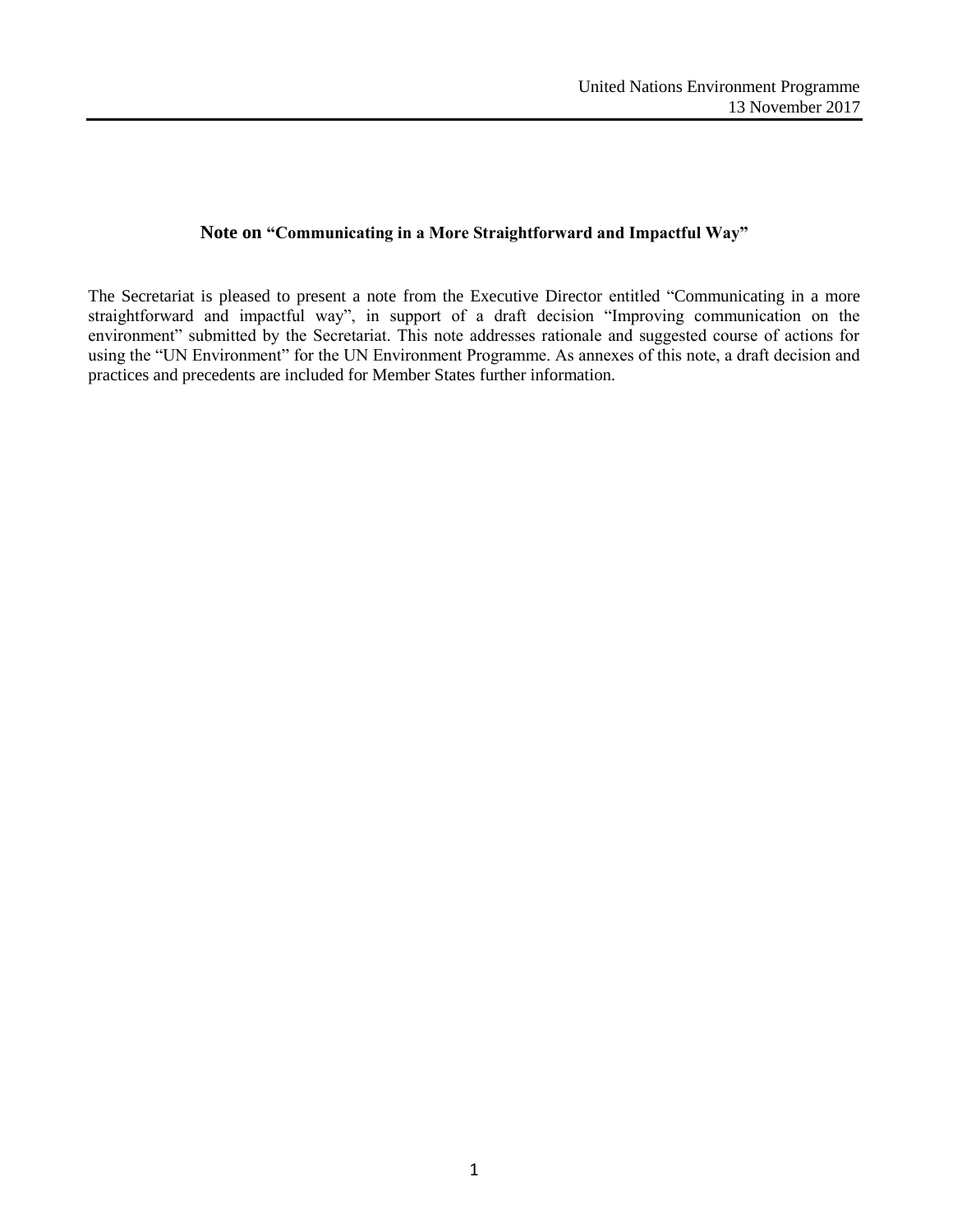United Nations Environment Programme
13 November 2017

## Note on "Communicating in a More Straightforward and Impactful Way"

The Secretariat is pleased to present a note from the Executive Director entitled "Communicating in a more straightforward and impactful way", in support of a draft decision "Improving communication on the environment" submitted by the Secretariat. This note addresses rationale and suggested course of actions for using the "UN Environment" for the UN Environment Programme. As annexes of this note, a draft decision and practices and precedents are included for Member States further information.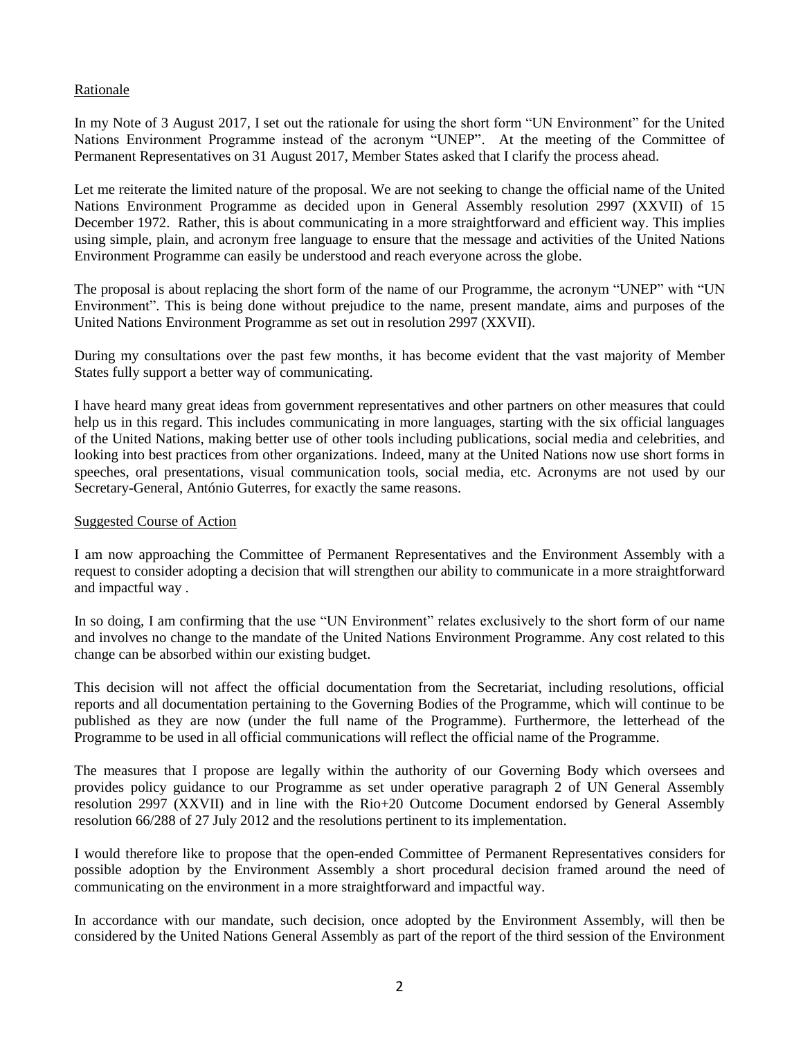Rationale

In my Note of 3 August 2017, I set out the rationale for using the short form "UN Environment" for the United Nations Environment Programme instead of the acronym "UNEP". At the meeting of the Committee of Permanent Representatives on 31 August 2017, Member States asked that I clarify the process ahead.

Let me reiterate the limited nature of the proposal. We are not seeking to change the official name of the United Nations Environment Programme as decided upon in General Assembly resolution 2997 (XXVII) of 15 December 1972. Rather, this is about communicating in a more straightforward and efficient way. This implies using simple, plain, and acronym free language to ensure that the message and activities of the United Nations Environment Programme can easily be understood and reach everyone across the globe.

The proposal is about replacing the short form of the name of our Programme, the acronym "UNEP" with "UN Environment". This is being done without prejudice to the name, present mandate, aims and purposes of the United Nations Environment Programme as set out in resolution 2997 (XXVII).

During my consultations over the past few months, it has become evident that the vast majority of Member States fully support a better way of communicating.

I have heard many great ideas from government representatives and other partners on other measures that could help us in this regard. This includes communicating in more languages, starting with the six official languages of the United Nations, making better use of other tools including publications, social media and celebrities, and looking into best practices from other organizations. Indeed, many at the United Nations now use short forms in speeches, oral presentations, visual communication tools, social media, etc. Acronyms are not used by our Secretary-General, António Guterres, for exactly the same reasons.

Suggested Course of Action

I am now approaching the Committee of Permanent Representatives and the Environment Assembly with a request to consider adopting a decision that will strengthen our ability to communicate in a more straightforward and impactful way .

In so doing, I am confirming that the use "UN Environment" relates exclusively to the short form of our name and involves no change to the mandate of the United Nations Environment Programme. Any cost related to this change can be absorbed within our existing budget.

This decision will not affect the official documentation from the Secretariat, including resolutions, official reports and all documentation pertaining to the Governing Bodies of the Programme, which will continue to be published as they are now (under the full name of the Programme). Furthermore, the letterhead of the Programme to be used in all official communications will reflect the official name of the Programme.

The measures that I propose are legally within the authority of our Governing Body which oversees and provides policy guidance to our Programme as set under operative paragraph 2 of UN General Assembly resolution 2997 (XXVII) and in line with the Rio+20 Outcome Document endorsed by General Assembly resolution 66/288 of 27 July 2012 and the resolutions pertinent to its implementation.

I would therefore like to propose that the open-ended Committee of Permanent Representatives considers for possible adoption by the Environment Assembly a short procedural decision framed around the need of communicating on the environment in a more straightforward and impactful way.

In accordance with our mandate, such decision, once adopted by the Environment Assembly, will then be considered by the United Nations General Assembly as part of the report of the third session of the Environment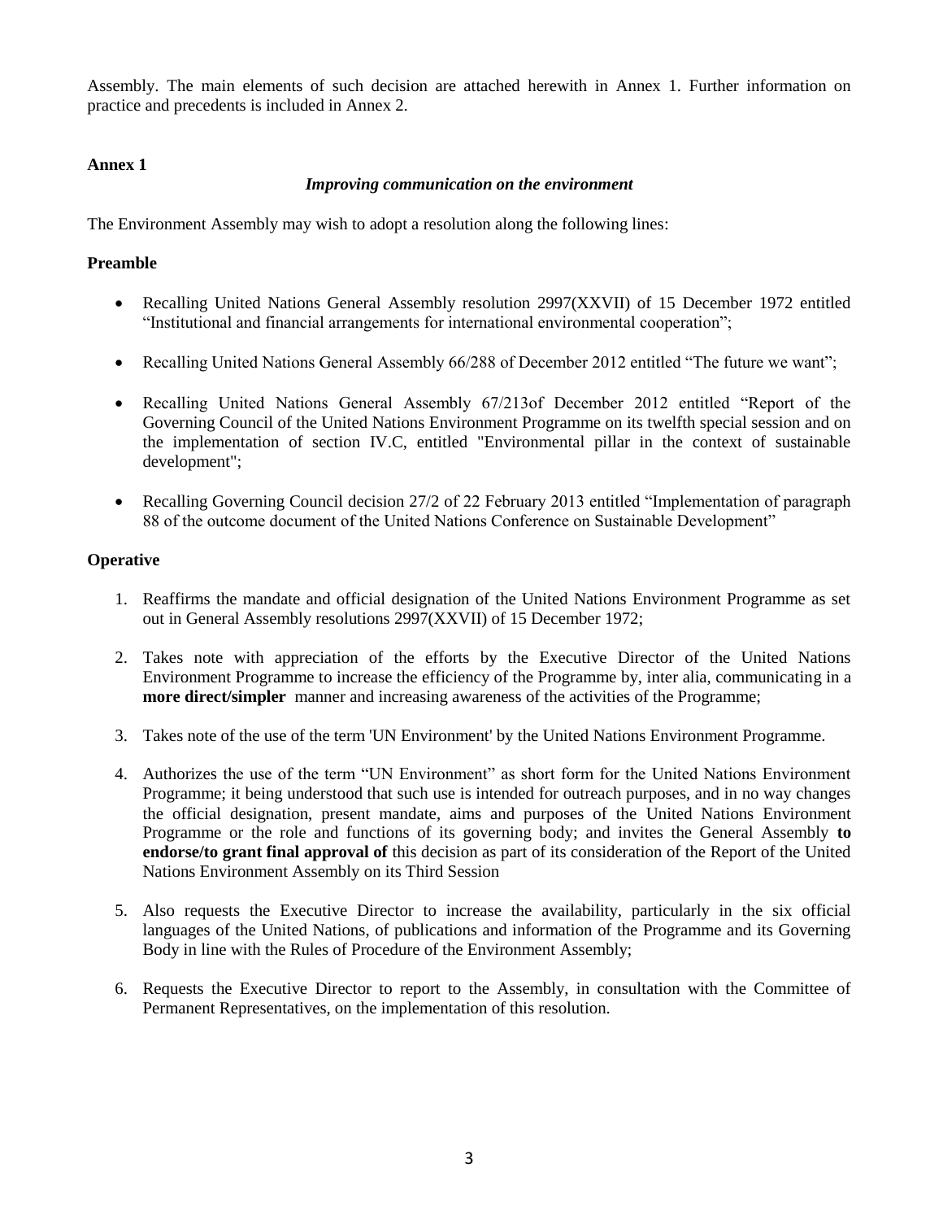Assembly. The main elements of such decision are attached herewith in Annex 1. Further information on practice and precedents is included in Annex 2.

**Annex 1**

***Improving communication on the environment***

The Environment Assembly may wish to adopt a resolution along the following lines:

**Preamble**

- Recalling United Nations General Assembly resolution 2997(XXVII) of 15 December 1972 entitled "Institutional and financial arrangements for international environmental cooperation";
- Recalling United Nations General Assembly 66/288 of December 2012 entitled "The future we want";
- Recalling United Nations General Assembly 67/213of December 2012 entitled "Report of the Governing Council of the United Nations Environment Programme on its twelfth special session and on the implementation of section IV.C, entitled "Environmental pillar in the context of sustainable development";
- Recalling Governing Council decision 27/2 of 22 February 2013 entitled "Implementation of paragraph 88 of the outcome document of the United Nations Conference on Sustainable Development"

**Operative**

1. Reaffirms the mandate and official designation of the United Nations Environment Programme as set out in General Assembly resolutions 2997(XXVII) of 15 December 1972;
2. Takes note with appreciation of the efforts by the Executive Director of the United Nations Environment Programme to increase the efficiency of the Programme by, inter alia, communicating in a **more direct/simpler** manner and increasing awareness of the activities of the Programme;
3. Takes note of the use of the term 'UN Environment' by the United Nations Environment Programme.
4. Authorizes the use of the term "UN Environment" as short form for the United Nations Environment Programme; it being understood that such use is intended for outreach purposes, and in no way changes the official designation, present mandate, aims and purposes of the United Nations Environment Programme or the role and functions of its governing body; and invites the General Assembly **to endorse/to grant final approval of** this decision as part of its consideration of the Report of the United Nations Environment Assembly on its Third Session
5. Also requests the Executive Director to increase the availability, particularly in the six official languages of the United Nations, of publications and information of the Programme and its Governing Body in line with the Rules of Procedure of the Environment Assembly;
6. Requests the Executive Director to report to the Assembly, in consultation with the Committee of Permanent Representatives, on the implementation of this resolution.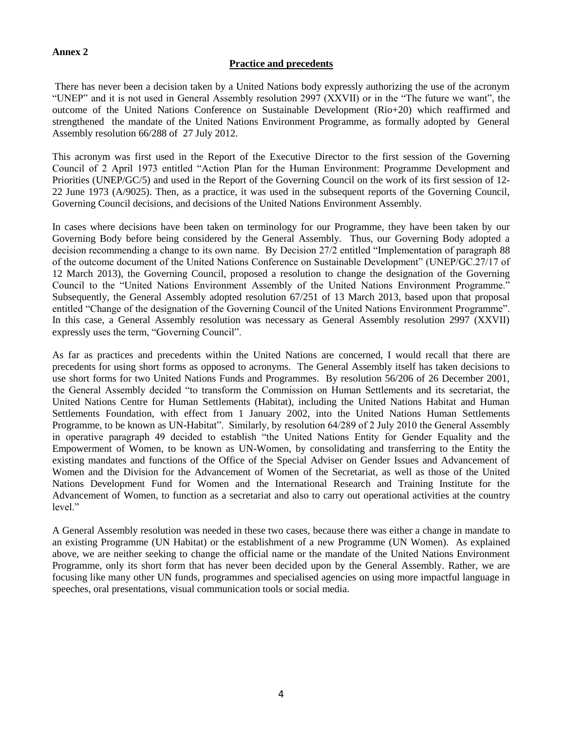**Annex 2**

**Practice and precedents**

There has never been a decision taken by a United Nations body expressly authorizing the use of the acronym "UNEP" and it is not used in General Assembly resolution 2997 (XXVII) or in the "The future we want", the outcome of the United Nations Conference on Sustainable Development (Rio+20) which reaffirmed and strengthened the mandate of the United Nations Environment Programme, as formally adopted by General Assembly resolution 66/288 of 27 July 2012.

This acronym was first used in the Report of the Executive Director to the first session of the Governing Council of 2 April 1973 entitled "Action Plan for the Human Environment: Programme Development and Priorities (UNEP/GC/5) and used in the Report of the Governing Council on the work of its first session of 12-22 June 1973 (A/9025). Then, as a practice, it was used in the subsequent reports of the Governing Council, Governing Council decisions, and decisions of the United Nations Environment Assembly.

In cases where decisions have been taken on terminology for our Programme, they have been taken by our Governing Body before being considered by the General Assembly. Thus, our Governing Body adopted a decision recommending a change to its own name. By Decision 27/2 entitled "Implementation of paragraph 88 of the outcome document of the United Nations Conference on Sustainable Development" (UNEP/GC.27/17 of 12 March 2013), the Governing Council, proposed a resolution to change the designation of the Governing Council to the "United Nations Environment Assembly of the United Nations Environment Programme." Subsequently, the General Assembly adopted resolution 67/251 of 13 March 2013, based upon that proposal entitled "Change of the designation of the Governing Council of the United Nations Environment Programme". In this case, a General Assembly resolution was necessary as General Assembly resolution 2997 (XXVII) expressly uses the term, "Governing Council".

As far as practices and precedents within the United Nations are concerned, I would recall that there are precedents for using short forms as opposed to acronyms. The General Assembly itself has taken decisions to use short forms for two United Nations Funds and Programmes. By resolution 56/206 of 26 December 2001, the General Assembly decided "to transform the Commission on Human Settlements and its secretariat, the United Nations Centre for Human Settlements (Habitat), including the United Nations Habitat and Human Settlements Foundation, with effect from 1 January 2002, into the United Nations Human Settlements Programme, to be known as UN-Habitat". Similarly, by resolution 64/289 of 2 July 2010 the General Assembly in operative paragraph 49 decided to establish "the United Nations Entity for Gender Equality and the Empowerment of Women, to be known as UN-Women, by consolidating and transferring to the Entity the existing mandates and functions of the Office of the Special Adviser on Gender Issues and Advancement of Women and the Division for the Advancement of Women of the Secretariat, as well as those of the United Nations Development Fund for Women and the International Research and Training Institute for the Advancement of Women, to function as a secretariat and also to carry out operational activities at the country level."

A General Assembly resolution was needed in these two cases, because there was either a change in mandate to an existing Programme (UN Habitat) or the establishment of a new Programme (UN Women). As explained above, we are neither seeking to change the official name or the mandate of the United Nations Environment Programme, only its short form that has never been decided upon by the General Assembly. Rather, we are focusing like many other UN funds, programmes and specialised agencies on using more impactful language in speeches, oral presentations, visual communication tools or social media.